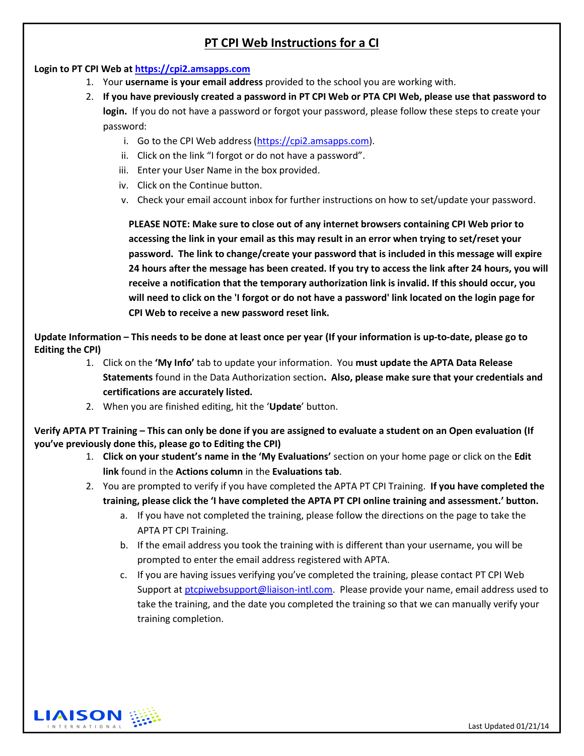# PT CPI Web Instructions for a CI

**Login to PT CPI Web at https://cpi2.amsapps.com**

1. Your **username is your email address** provided to the school you are working with.
2. **If you have previously created a password in PT CPI Web or PTA CPI Web, please use that password to login.** If you do not have a password or forgot your password, please follow these steps to create your password:
   i. Go to the CPI Web address (https://cpi2.amsapps.com).
   ii. Click on the link "I forgot or do not have a password".
   iii. Enter your User Name in the box provided.
   iv. Click on the Continue button.
   v. Check your email account inbox for further instructions on how to set/update your password.

   **PLEASE NOTE: Make sure to close out of any internet browsers containing CPI Web prior to accessing the link in your email as this may result in an error when trying to set/reset your password. The link to change/create your password that is included in this message will expire 24 hours after the message has been created. If you try to access the link after 24 hours, you will receive a notification that the temporary authorization link is invalid. If this should occur, you will need to click on the 'I forgot or do not have a password' link located on the login page for CPI Web to receive a new password reset link.**

**Update Information – This needs to be done at least once per year (If your information is up-to-date, please go to Editing the CPI)**

1. Click on the **'My Info'** tab to update your information. You **must update the APTA Data Release Statements** found in the Data Authorization section**. Also, please make sure that your credentials and certifications are accurately listed.**
2. When you are finished editing, hit the '**Update**' button.

**Verify APTA PT Training – This can only be done if you are assigned to evaluate a student on an Open evaluation (If you've previously done this, please go to Editing the CPI)**

1. **Click on your student's name in the 'My Evaluations'** section on your home page or click on the **Edit link** found in the **Actions column** in the **Evaluations tab**.
2. You are prompted to verify if you have completed the APTA PT CPI Training. **If you have completed the training, please click the 'I have completed the APTA PT CPI online training and assessment.' button.**
   a. If you have not completed the training, please follow the directions on the page to take the APTA PT CPI Training.
   b. If the email address you took the training with is different than your username, you will be prompted to enter the email address registered with APTA.
   c. If you are having issues verifying you've completed the training, please contact PT CPI Web Support at ptcpiwebsupport@liaison-intl.com. Please provide your name, email address used to take the training, and the date you completed the training so that we can manually verify your training completion.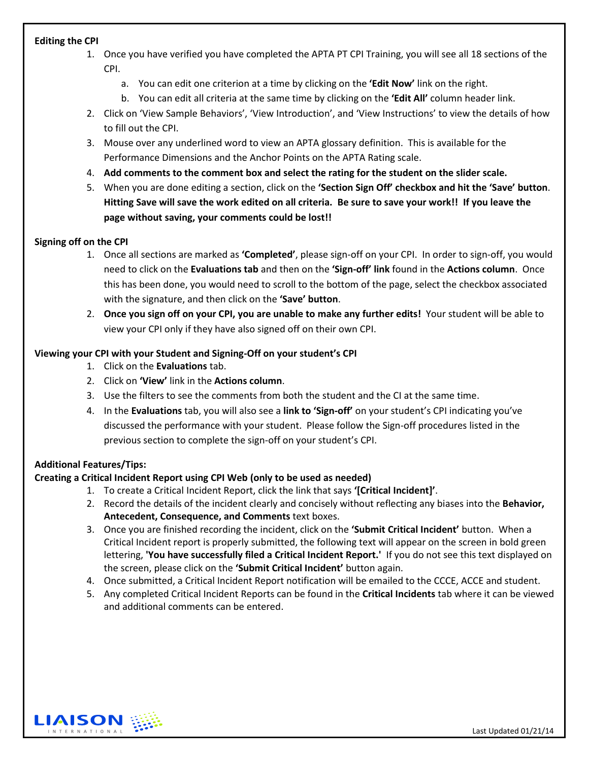**Editing the CPI**

1. Once you have verified you have completed the APTA PT CPI Training, you will see all 18 sections of the CPI.
    a. You can edit one criterion at a time by clicking on the **'Edit Now'** link on the right.
    b. You can edit all criteria at the same time by clicking on the **'Edit All'** column header link.
2. Click on 'View Sample Behaviors', 'View Introduction', and 'View Instructions' to view the details of how to fill out the CPI.
3. Mouse over any underlined word to view an APTA glossary definition. This is available for the Performance Dimensions and the Anchor Points on the APTA Rating scale.
4. **Add comments to the comment box and select the rating for the student on the slider scale.**
5. When you are done editing a section, click on the **'Section Sign Off' checkbox and hit the 'Save' button**. **Hitting Save will save the work edited on all criteria. Be sure to save your work!! If you leave the page without saving, your comments could be lost!!**

**Signing off on the CPI**

1. Once all sections are marked as **'Completed'**, please sign-off on your CPI. In order to sign-off, you would need to click on the **Evaluations tab** and then on the **'Sign-off' link** found in the **Actions column**. Once this has been done, you would need to scroll to the bottom of the page, select the checkbox associated with the signature, and then click on the **'Save' button**.
2. **Once you sign off on your CPI, you are unable to make any further edits!** Your student will be able to view your CPI only if they have also signed off on their own CPI.

**Viewing your CPI with your Student and Signing-Off on your student's CPI**

1. Click on the **Evaluations** tab.
2. Click on **'View'** link in the **Actions column**.
3. Use the filters to see the comments from both the student and the CI at the same time.
4. In the **Evaluations** tab, you will also see a **link to 'Sign-off'** on your student's CPI indicating you've discussed the performance with your student. Please follow the Sign-off procedures listed in the previous section to complete the sign-off on your student's CPI.

**Additional Features/Tips:**

**Creating a Critical Incident Report using CPI Web (only to be used as needed)**

1. To create a Critical Incident Report, click the link that says **'[Critical Incident]'**.
2. Record the details of the incident clearly and concisely without reflecting any biases into the **Behavior, Antecedent, Consequence, and Comments** text boxes.
3. Once you are finished recording the incident, click on the **'Submit Critical Incident'** button. When a Critical Incident report is properly submitted, the following text will appear on the screen in bold green lettering, **'You have successfully filed a Critical Incident Report.'** If you do not see this text displayed on the screen, please click on the **'Submit Critical Incident'** button again.
4. Once submitted, a Critical Incident Report notification will be emailed to the CCCE, ACCE and student.
5. Any completed Critical Incident Reports can be found in the **Critical Incidents** tab where it can be viewed and additional comments can be entered.

LIAISON INTERNATIONAL

Last Updated 01/21/14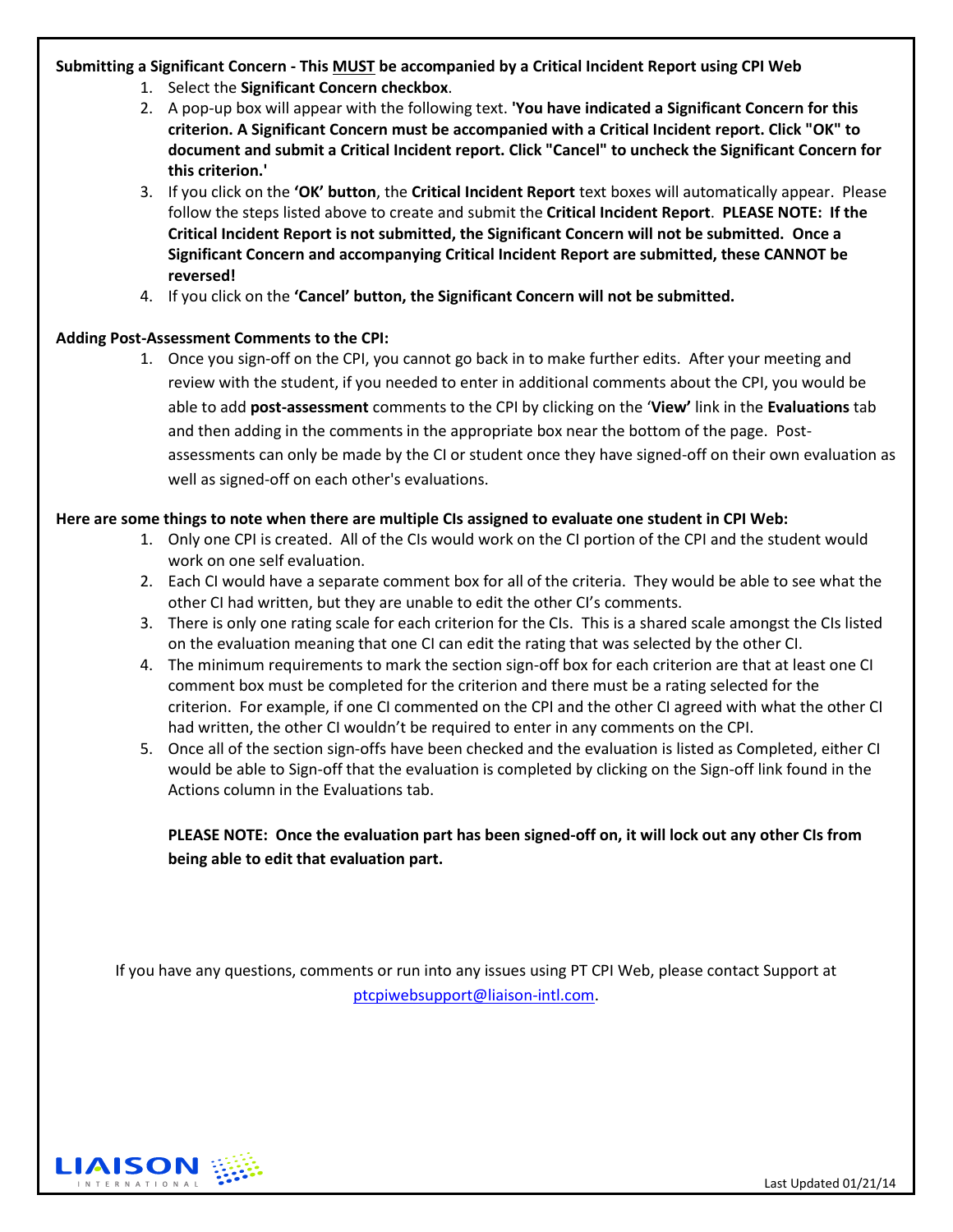**Submitting a Significant Concern - This <u>MUST</u> be accompanied by a Critical Incident Report using CPI Web**

1. Select the **Significant Concern checkbox**.
2. A pop-up box will appear with the following text. **'You have indicated a Significant Concern for this criterion. A Significant Concern must be accompanied with a Critical Incident report. Click "OK" to document and submit a Critical Incident report. Click "Cancel" to uncheck the Significant Concern for this criterion.'**
3. If you click on the **'OK' button**, the **Critical Incident Report** text boxes will automatically appear. Please follow the steps listed above to create and submit the **Critical Incident Report**. **PLEASE NOTE: If the Critical Incident Report is not submitted, the Significant Concern will not be submitted. Once a Significant Concern and accompanying Critical Incident Report are submitted, these CANNOT be reversed!**
4. If you click on the **'Cancel' button, the Significant Concern will not be submitted.**

**Adding Post-Assessment Comments to the CPI:**

1. Once you sign-off on the CPI, you cannot go back in to make further edits. After your meeting and review with the student, if you needed to enter in additional comments about the CPI, you would be able to add **post-assessment** comments to the CPI by clicking on the '**View'** link in the **Evaluations** tab and then adding in the comments in the appropriate box near the bottom of the page. Post-assessments can only be made by the CI or student once they have signed-off on their own evaluation as well as signed-off on each other's evaluations.

**Here are some things to note when there are multiple CIs assigned to evaluate one student in CPI Web:**

1. Only one CPI is created. All of the CIs would work on the CI portion of the CPI and the student would work on one self evaluation.
2. Each CI would have a separate comment box for all of the criteria. They would be able to see what the other CI had written, but they are unable to edit the other CI's comments.
3. There is only one rating scale for each criterion for the CIs. This is a shared scale amongst the CIs listed on the evaluation meaning that one CI can edit the rating that was selected by the other CI.
4. The minimum requirements to mark the section sign-off box for each criterion are that at least one CI comment box must be completed for the criterion and there must be a rating selected for the criterion. For example, if one CI commented on the CPI and the other CI agreed with what the other CI had written, the other CI wouldn't be required to enter in any comments on the CPI.
5. Once all of the section sign-offs have been checked and the evaluation is listed as Completed, either CI would be able to Sign-off that the evaluation is completed by clicking on the Sign-off link found in the Actions column in the Evaluations tab.

   **PLEASE NOTE: Once the evaluation part has been signed-off on, it will lock out any other CIs from being able to edit that evaluation part.**

If you have any questions, comments or run into any issues using PT CPI Web, please contact Support at ptcpiwebsupport@liaison-intl.com.

LIAISON INTERNATIONAL

Last Updated 01/21/14